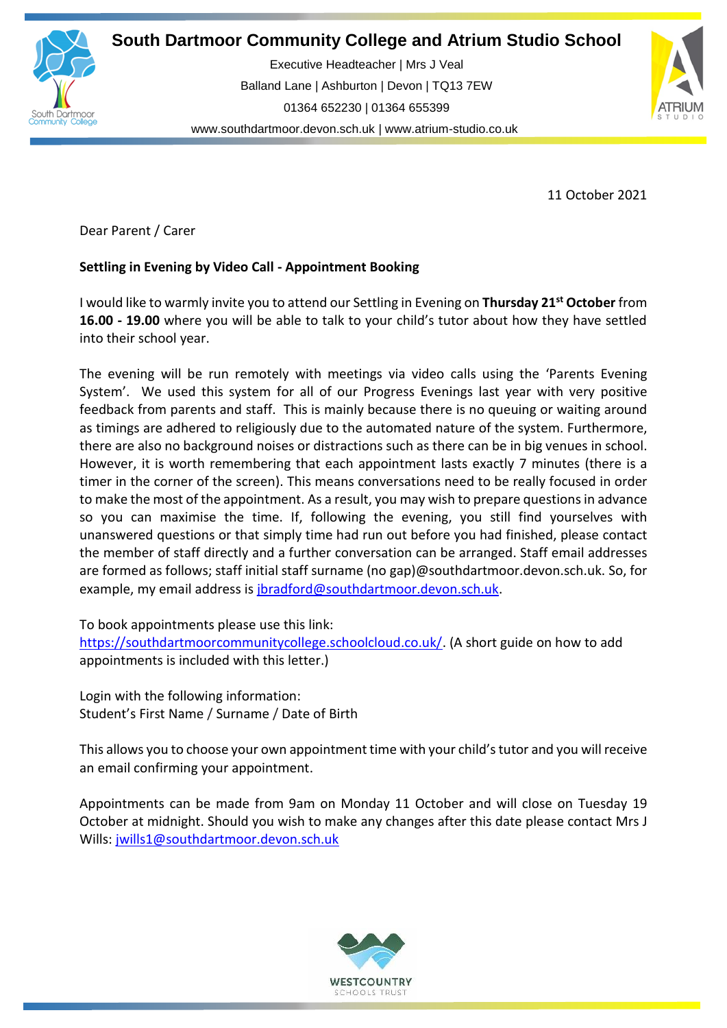# South Dartmoor Community College and Atrium Studio School

Executive Headteacher | Mrs J Veal
Balland Lane | Ashburton | Devon | TQ13 7EW
01364 652230 | 01364 655399
www.southdartmoor.devon.sch.uk | www.atrium-studio.co.uk

11 October 2021

Dear Parent / Carer

**Settling in Evening by Video Call - Appointment Booking**

I would like to warmly invite you to attend our Settling in Evening on **Thursday 21st October** from **16.00 - 19.00** where you will be able to talk to your child's tutor about how they have settled into their school year.

The evening will be run remotely with meetings via video calls using the 'Parents Evening System'. We used this system for all of our Progress Evenings last year with very positive feedback from parents and staff. This is mainly because there is no queuing or waiting around as timings are adhered to religiously due to the automated nature of the system. Furthermore, there are also no background noises or distractions such as there can be in big venues in school. However, it is worth remembering that each appointment lasts exactly 7 minutes (there is a timer in the corner of the screen). This means conversations need to be really focused in order to make the most of the appointment. As a result, you may wish to prepare questions in advance so you can maximise the time. If, following the evening, you still find yourselves with unanswered questions or that simply time had run out before you had finished, please contact the member of staff directly and a further conversation can be arranged. Staff email addresses are formed as follows; staff initial staff surname (no gap)@southdartmoor.devon.sch.uk. So, for example, my email address is jbradford@southdartmoor.devon.sch.uk.

To book appointments please use this link:
https://southdartmoorcommunitycollege.schoolcloud.co.uk/. (A short guide on how to add appointments is included with this letter.)

Login with the following information:
Student's First Name / Surname / Date of Birth

This allows you to choose your own appointment time with your child's tutor and you will receive an email confirming your appointment.

Appointments can be made from 9am on Monday 11 October and will close on Tuesday 19 October at midnight. Should you wish to make any changes after this date please contact Mrs J Wills: jwills1@southdartmoor.devon.sch.uk

WESTCOUNTRY SCHOOLS TRUST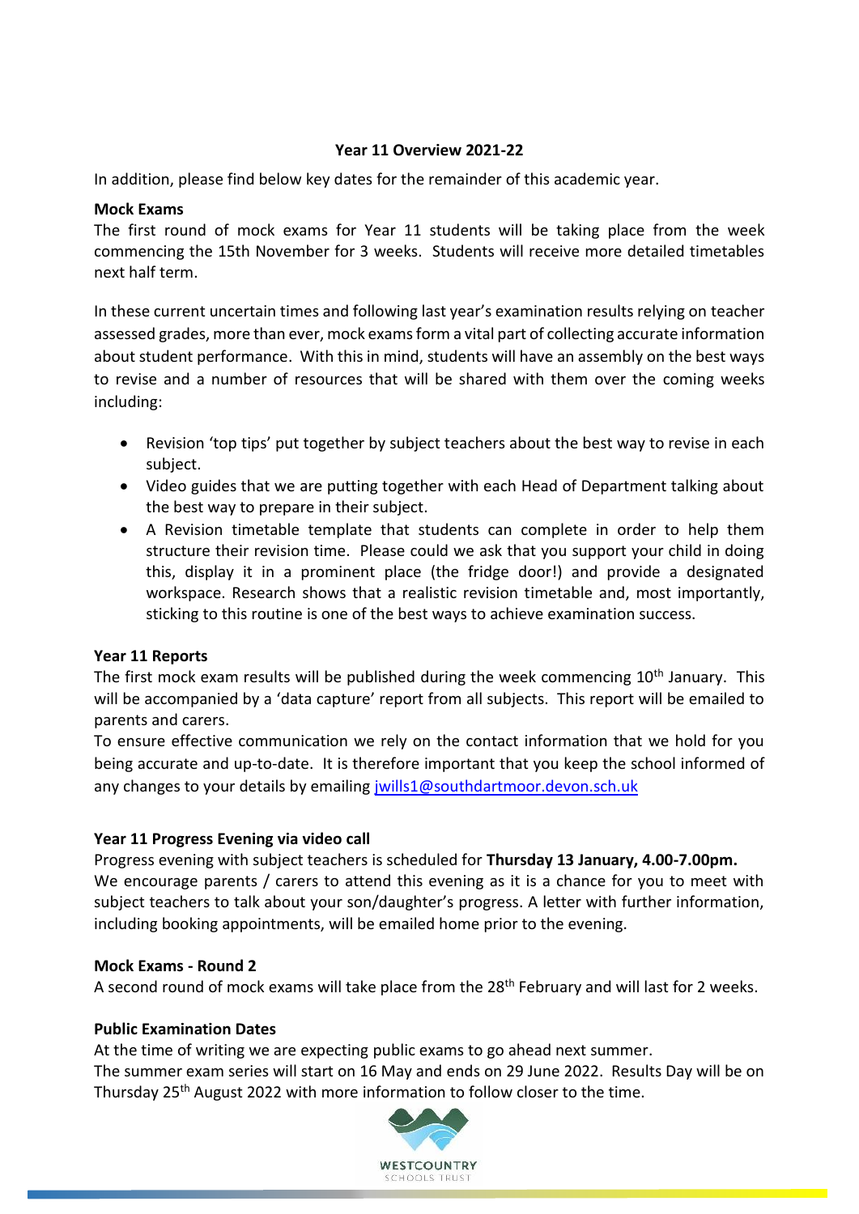## Year 11 Overview 2021-22

In addition, please find below key dates for the remainder of this academic year.

**Mock Exams**

The first round of mock exams for Year 11 students will be taking place from the week commencing the 15th November for 3 weeks. Students will receive more detailed timetables next half term.

In these current uncertain times and following last year's examination results relying on teacher assessed grades, more than ever, mock exams form a vital part of collecting accurate information about student performance. With this in mind, students will have an assembly on the best ways to revise and a number of resources that will be shared with them over the coming weeks including:

- Revision 'top tips' put together by subject teachers about the best way to revise in each subject.
- Video guides that we are putting together with each Head of Department talking about the best way to prepare in their subject.
- A Revision timetable template that students can complete in order to help them structure their revision time. Please could we ask that you support your child in doing this, display it in a prominent place (the fridge door!) and provide a designated workspace. Research shows that a realistic revision timetable and, most importantly, sticking to this routine is one of the best ways to achieve examination success.

**Year 11 Reports**

The first mock exam results will be published during the week commencing 10th January. This will be accompanied by a 'data capture' report from all subjects. This report will be emailed to parents and carers.

To ensure effective communication we rely on the contact information that we hold for you being accurate and up-to-date. It is therefore important that you keep the school informed of any changes to your details by emailing jwills1@southdartmoor.devon.sch.uk

**Year 11 Progress Evening via video call**

Progress evening with subject teachers is scheduled for **Thursday 13 January, 4.00-7.00pm.**

We encourage parents / carers to attend this evening as it is a chance for you to meet with subject teachers to talk about your son/daughter's progress. A letter with further information, including booking appointments, will be emailed home prior to the evening.

**Mock Exams - Round 2**

A second round of mock exams will take place from the 28th February and will last for 2 weeks.

**Public Examination Dates**

At the time of writing we are expecting public exams to go ahead next summer.

The summer exam series will start on 16 May and ends on 29 June 2022. Results Day will be on Thursday 25th August 2022 with more information to follow closer to the time.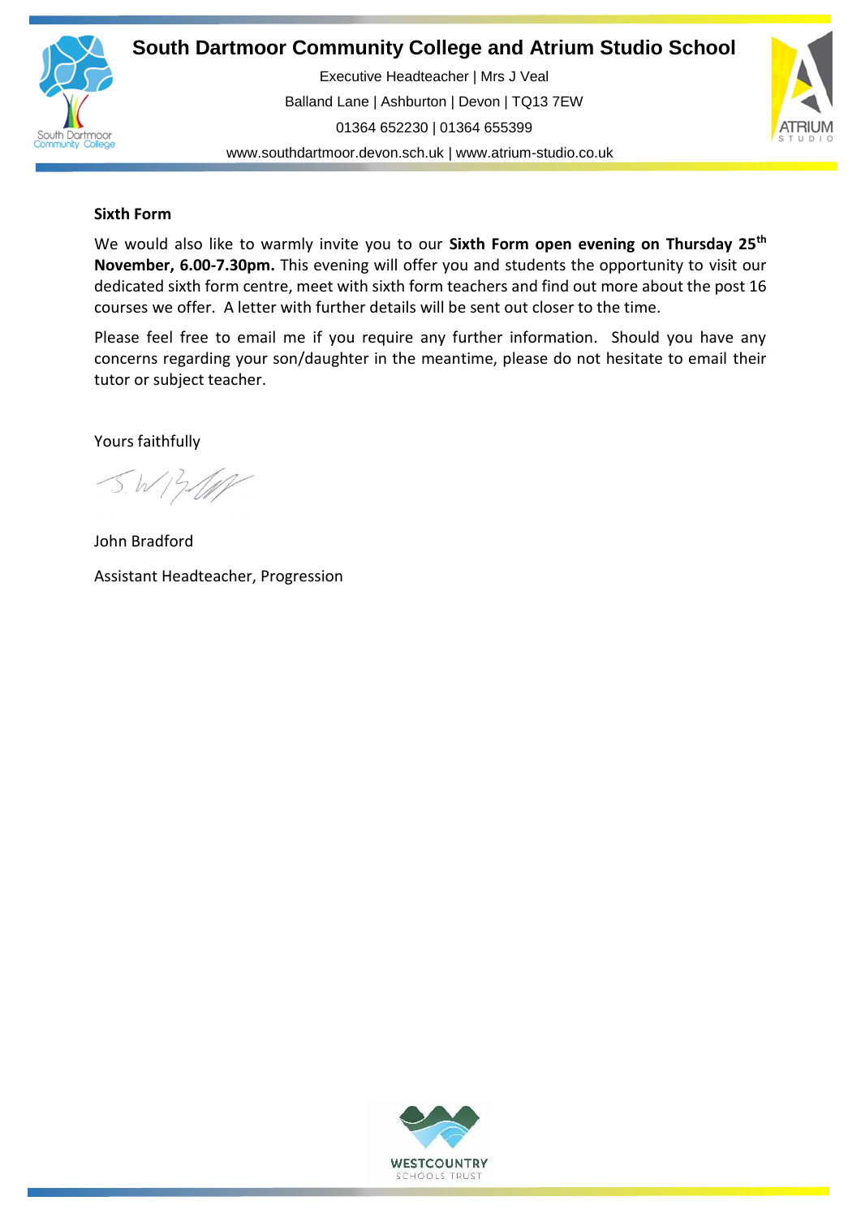**Sixth Form**

We would also like to warmly invite you to our **Sixth Form open evening on Thursday 25th November, 6.00-7.30pm.** This evening will offer you and students the opportunity to visit our dedicated sixth form centre, meet with sixth form teachers and find out more about the post 16 courses we offer. A letter with further details will be sent out closer to the time.

Please feel free to email me if you require any further information. Should you have any concerns regarding your son/daughter in the meantime, please do not hesitate to email their tutor or subject teacher.

Yours faithfully

John Bradford

Assistant Headteacher, Progression